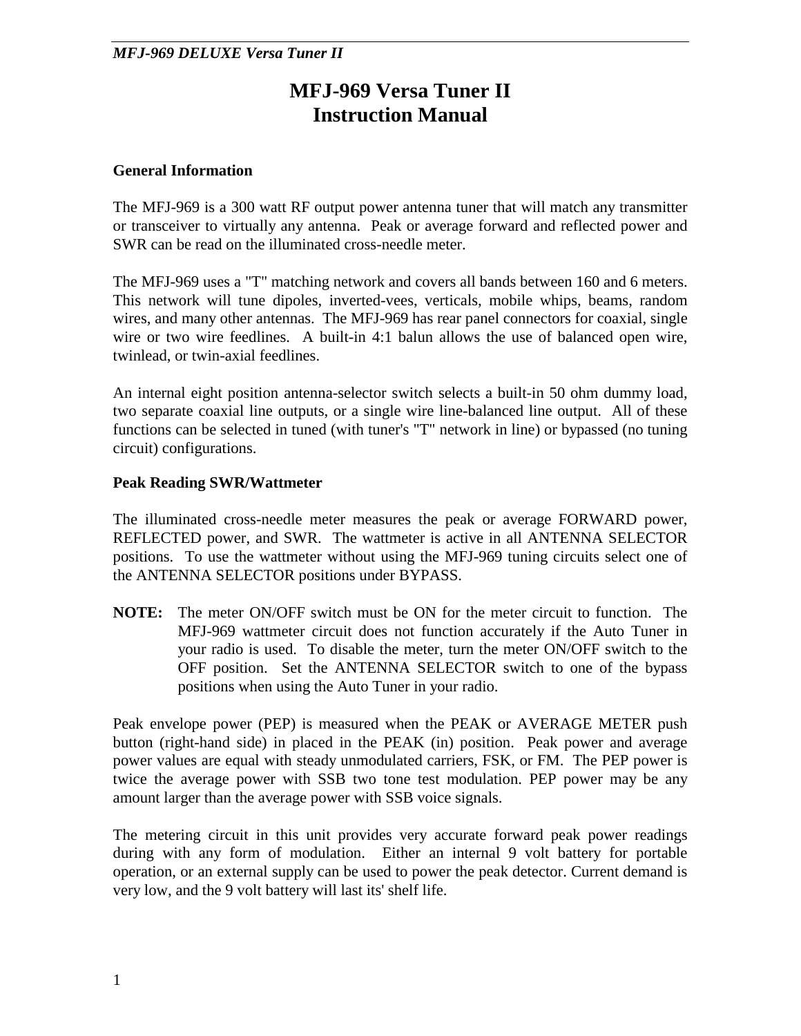# MFJ-969 Versa Tuner II
# Instruction Manual

## General Information

The MFJ-969 is a 300 watt RF output power antenna tuner that will match any transmitter or transceiver to virtually any antenna. Peak or average forward and reflected power and SWR can be read on the illuminated cross-needle meter.

The MFJ-969 uses a "T" matching network and covers all bands between 160 and 6 meters. This network will tune dipoles, inverted-vees, verticals, mobile whips, beams, random wires, and many other antennas. The MFJ-969 has rear panel connectors for coaxial, single wire or two wire feedlines. A built-in 4:1 balun allows the use of balanced open wire, twinlead, or twin-axial feedlines.

An internal eight position antenna-selector switch selects a built-in 50 ohm dummy load, two separate coaxial line outputs, or a single wire line-balanced line output. All of these functions can be selected in tuned (with tuner's "T" network in line) or bypassed (no tuning circuit) configurations.

## Peak Reading SWR/Wattmeter

The illuminated cross-needle meter measures the peak or average FORWARD power, REFLECTED power, and SWR. The wattmeter is active in all ANTENNA SELECTOR positions. To use the wattmeter without using the MFJ-969 tuning circuits select one of the ANTENNA SELECTOR positions under BYPASS.

**NOTE:** The meter ON/OFF switch must be ON for the meter circuit to function. The MFJ-969 wattmeter circuit does not function accurately if the Auto Tuner in your radio is used. To disable the meter, turn the meter ON/OFF switch to the OFF position. Set the ANTENNA SELECTOR switch to one of the bypass positions when using the Auto Tuner in your radio.

Peak envelope power (PEP) is measured when the PEAK or AVERAGE METER push button (right-hand side) in placed in the PEAK (in) position. Peak power and average power values are equal with steady unmodulated carriers, FSK, or FM. The PEP power is twice the average power with SSB two tone test modulation. PEP power may be any amount larger than the average power with SSB voice signals.

The metering circuit in this unit provides very accurate forward peak power readings during with any form of modulation. Either an internal 9 volt battery for portable operation, or an external supply can be used to power the peak detector. Current demand is very low, and the 9 volt battery will last its' shelf life.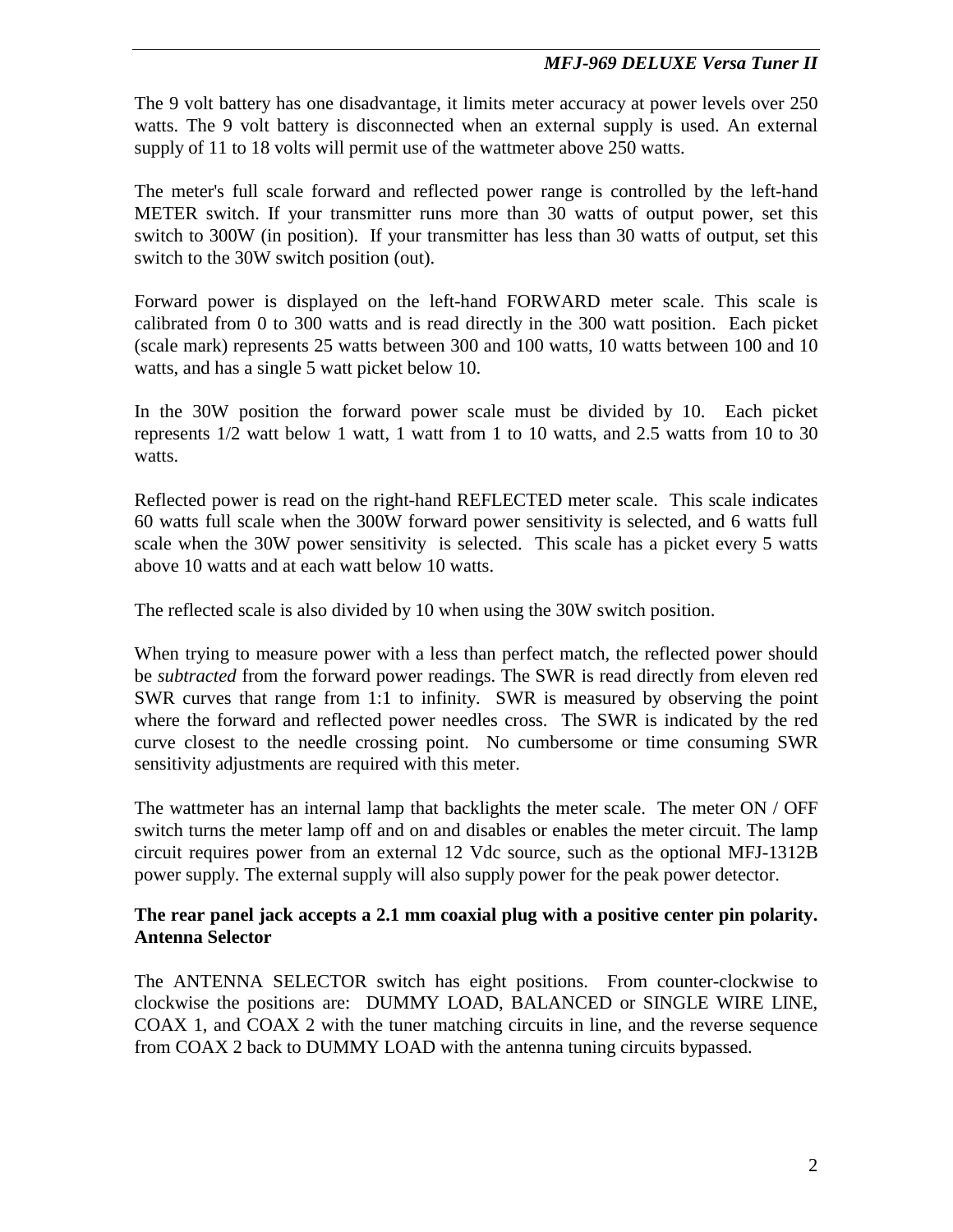The 9 volt battery has one disadvantage, it limits meter accuracy at power levels over 250 watts. The 9 volt battery is disconnected when an external supply is used. An external supply of 11 to 18 volts will permit use of the wattmeter above 250 watts.

The meter's full scale forward and reflected power range is controlled by the left-hand METER switch. If your transmitter runs more than 30 watts of output power, set this switch to 300W (in position). If your transmitter has less than 30 watts of output, set this switch to the 30W switch position (out).

Forward power is displayed on the left-hand FORWARD meter scale. This scale is calibrated from 0 to 300 watts and is read directly in the 300 watt position. Each picket (scale mark) represents 25 watts between 300 and 100 watts, 10 watts between 100 and 10 watts, and has a single 5 watt picket below 10.

In the 30W position the forward power scale must be divided by 10. Each picket represents 1/2 watt below 1 watt, 1 watt from 1 to 10 watts, and 2.5 watts from 10 to 30 watts.

Reflected power is read on the right-hand REFLECTED meter scale. This scale indicates 60 watts full scale when the 300W forward power sensitivity is selected, and 6 watts full scale when the 30W power sensitivity is selected. This scale has a picket every 5 watts above 10 watts and at each watt below 10 watts.

The reflected scale is also divided by 10 when using the 30W switch position.

When trying to measure power with a less than perfect match, the reflected power should be *subtracted* from the forward power readings. The SWR is read directly from eleven red SWR curves that range from 1:1 to infinity. SWR is measured by observing the point where the forward and reflected power needles cross. The SWR is indicated by the red curve closest to the needle crossing point. No cumbersome or time consuming SWR sensitivity adjustments are required with this meter.

The wattmeter has an internal lamp that backlights the meter scale. The meter ON / OFF switch turns the meter lamp off and on and disables or enables the meter circuit. The lamp circuit requires power from an external 12 Vdc source, such as the optional MFJ-1312B power supply. The external supply will also supply power for the peak power detector.

**The rear panel jack accepts a 2.1 mm coaxial plug with a positive center pin polarity.**

**Antenna Selector**

The ANTENNA SELECTOR switch has eight positions. From counter-clockwise to clockwise the positions are: DUMMY LOAD, BALANCED or SINGLE WIRE LINE, COAX 1, and COAX 2 with the tuner matching circuits in line, and the reverse sequence from COAX 2 back to DUMMY LOAD with the antenna tuning circuits bypassed.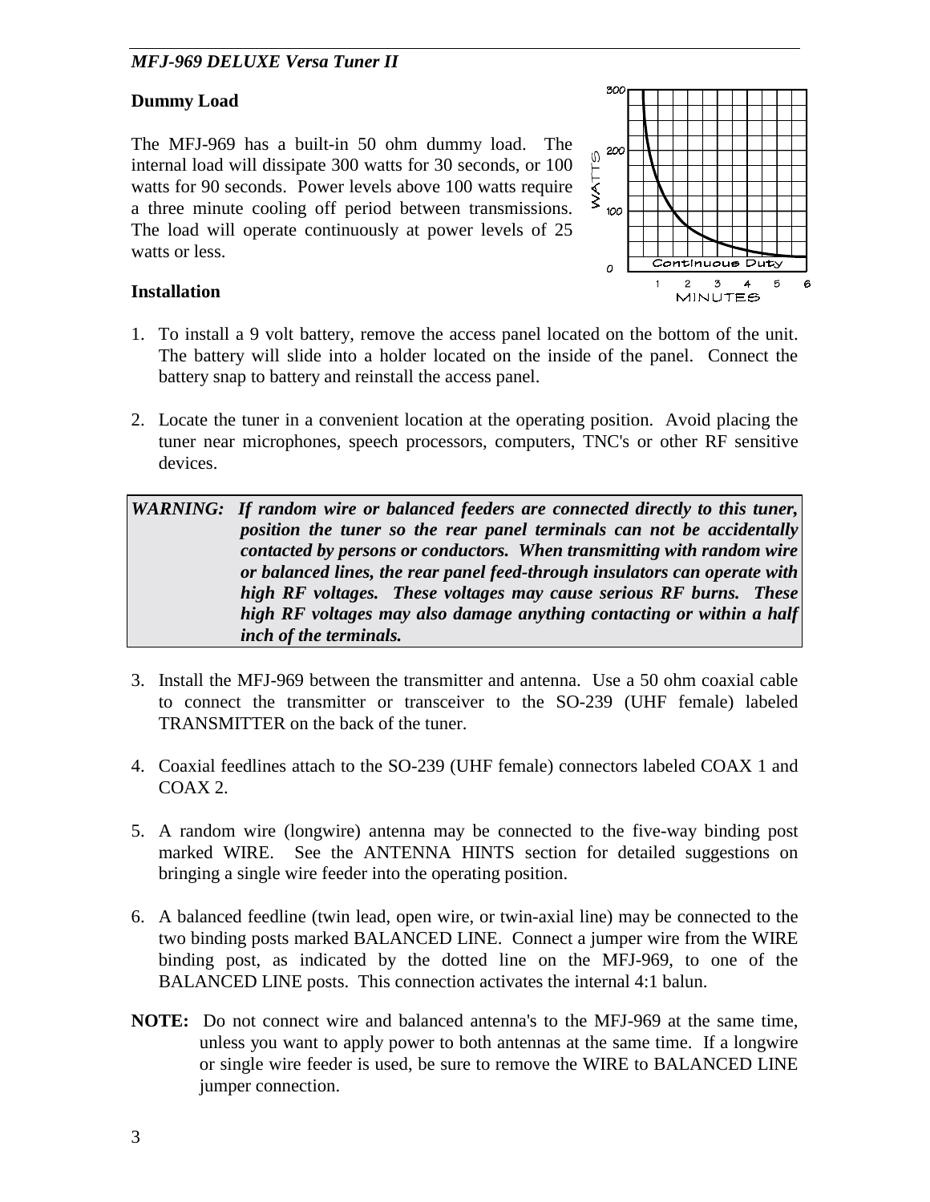## Dummy Load

The MFJ-969 has a built-in 50 ohm dummy load. The internal load will dissipate 300 watts for 30 seconds, or 100 watts for 90 seconds. Power levels above 100 watts require a three minute cooling off period between transmissions. The load will operate continuously at power levels of 25 watts or less.

## Installation

1. To install a 9 volt battery, remove the access panel located on the bottom of the unit. The battery will slide into a holder located on the inside of the panel. Connect the battery snap to battery and reinstall the access panel.

2. Locate the tuner in a convenient location at the operating position. Avoid placing the tuner near microphones, speech processors, computers, TNC's or other RF sensitive devices.

> ***WARNING:** If random wire or balanced feeders are connected directly to this tuner, position the tuner so the rear panel terminals can not be accidentally contacted by persons or conductors. When transmitting with random wire or balanced lines, the rear panel feed-through insulators can operate with high RF voltages. These voltages may cause serious RF burns. These high RF voltages may also damage anything contacting or within a half inch of the terminals.*

3. Install the MFJ-969 between the transmitter and antenna. Use a 50 ohm coaxial cable to connect the transmitter or transceiver to the SO-239 (UHF female) labeled TRANSMITTER on the back of the tuner.

4. Coaxial feedlines attach to the SO-239 (UHF female) connectors labeled COAX 1 and COAX 2.

5. A random wire (longwire) antenna may be connected to the five-way binding post marked WIRE. See the ANTENNA HINTS section for detailed suggestions on bringing a single wire feeder into the operating position.

6. A balanced feedline (twin lead, open wire, or twin-axial line) may be connected to the two binding posts marked BALANCED LINE. Connect a jumper wire from the WIRE binding post, as indicated by the dotted line on the MFJ-969, to one of the BALANCED LINE posts. This connection activates the internal 4:1 balun.

**NOTE:** Do not connect wire and balanced antenna's to the MFJ-969 at the same time, unless you want to apply power to both antennas at the same time. If a longwire or single wire feeder is used, be sure to remove the WIRE to BALANCED LINE jumper connection.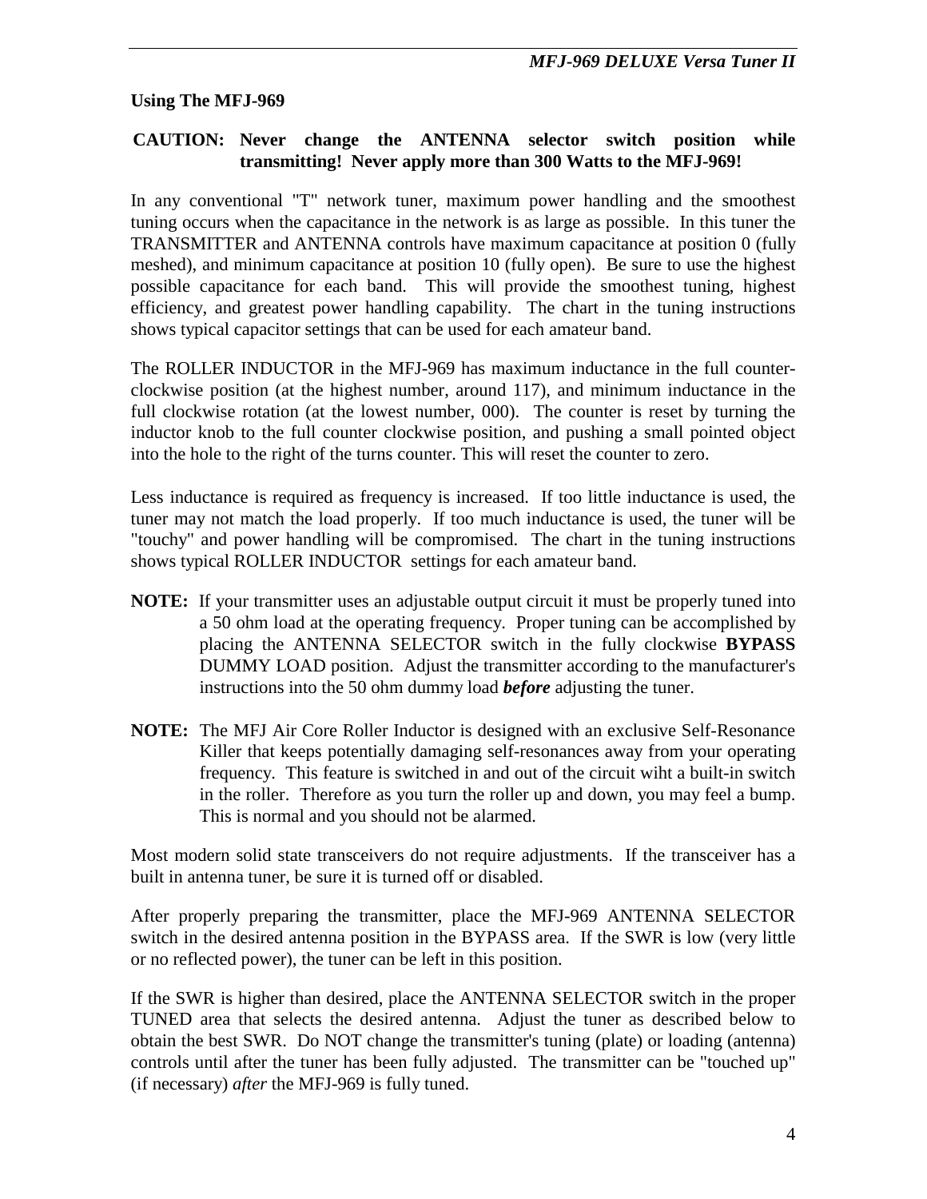## Using The MFJ-969

**CAUTION: Never change the ANTENNA selector switch position while transmitting! Never apply more than 300 Watts to the MFJ-969!**

In any conventional "T" network tuner, maximum power handling and the smoothest tuning occurs when the capacitance in the network is as large as possible. In this tuner the TRANSMITTER and ANTENNA controls have maximum capacitance at position 0 (fully meshed), and minimum capacitance at position 10 (fully open). Be sure to use the highest possible capacitance for each band. This will provide the smoothest tuning, highest efficiency, and greatest power handling capability. The chart in the tuning instructions shows typical capacitor settings that can be used for each amateur band.

The ROLLER INDUCTOR in the MFJ-969 has maximum inductance in the full counter-clockwise position (at the highest number, around 117), and minimum inductance in the full clockwise rotation (at the lowest number, 000). The counter is reset by turning the inductor knob to the full counter clockwise position, and pushing a small pointed object into the hole to the right of the turns counter. This will reset the counter to zero.

Less inductance is required as frequency is increased. If too little inductance is used, the tuner may not match the load properly. If too much inductance is used, the tuner will be "touchy" and power handling will be compromised. The chart in the tuning instructions shows typical ROLLER INDUCTOR settings for each amateur band.

**NOTE:** If your transmitter uses an adjustable output circuit it must be properly tuned into a 50 ohm load at the operating frequency. Proper tuning can be accomplished by placing the ANTENNA SELECTOR switch in the fully clockwise **BYPASS** DUMMY LOAD position. Adjust the transmitter according to the manufacturer's instructions into the 50 ohm dummy load ***before*** adjusting the tuner.

**NOTE:** The MFJ Air Core Roller Inductor is designed with an exclusive Self-Resonance Killer that keeps potentially damaging self-resonances away from your operating frequency. This feature is switched in and out of the circuit wiht a built-in switch in the roller. Therefore as you turn the roller up and down, you may feel a bump. This is normal and you should not be alarmed.

Most modern solid state transceivers do not require adjustments. If the transceiver has a built in antenna tuner, be sure it is turned off or disabled.

After properly preparing the transmitter, place the MFJ-969 ANTENNA SELECTOR switch in the desired antenna position in the BYPASS area. If the SWR is low (very little or no reflected power), the tuner can be left in this position.

If the SWR is higher than desired, place the ANTENNA SELECTOR switch in the proper TUNED area that selects the desired antenna. Adjust the tuner as described below to obtain the best SWR. Do NOT change the transmitter's tuning (plate) or loading (antenna) controls until after the tuner has been fully adjusted. The transmitter can be "touched up" (if necessary) *after* the MFJ-969 is fully tuned.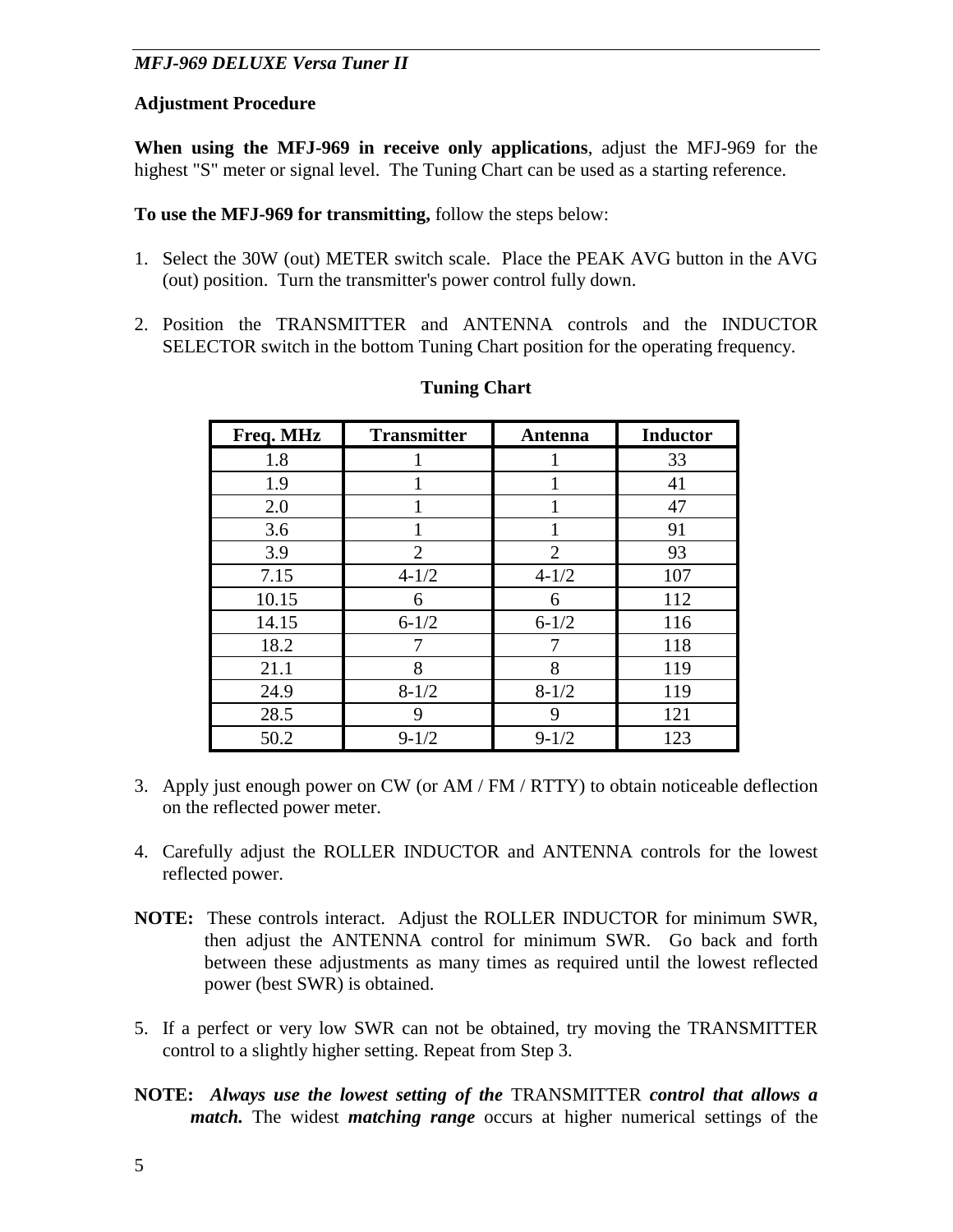## Adjustment Procedure

**When using the MFJ-969 in receive only applications**, adjust the MFJ-969 for the highest "S" meter or signal level. The Tuning Chart can be used as a starting reference.

**To use the MFJ-969 for transmitting,** follow the steps below:

1. Select the 30W (out) METER switch scale. Place the PEAK AVG button in the AVG (out) position. Turn the transmitter's power control fully down.

2. Position the TRANSMITTER and ANTENNA controls and the INDUCTOR SELECTOR switch in the bottom Tuning Chart position for the operating frequency.

**Tuning Chart**

| Freq. MHz | Transmitter | Antenna | Inductor |
|---|---|---|---|
| 1.8 | 1 | 1 | 33 |
| 1.9 | 1 | 1 | 41 |
| 2.0 | 1 | 1 | 47 |
| 3.6 | 1 | 1 | 91 |
| 3.9 | 2 | 2 | 93 |
| 7.15 | 4-1/2 | 4-1/2 | 107 |
| 10.15 | 6 | 6 | 112 |
| 14.15 | 6-1/2 | 6-1/2 | 116 |
| 18.2 | 7 | 7 | 118 |
| 21.1 | 8 | 8 | 119 |
| 24.9 | 8-1/2 | 8-1/2 | 119 |
| 28.5 | 9 | 9 | 121 |
| 50.2 | 9-1/2 | 9-1/2 | 123 |

3. Apply just enough power on CW (or AM / FM / RTTY) to obtain noticeable deflection on the reflected power meter.

4. Carefully adjust the ROLLER INDUCTOR and ANTENNA controls for the lowest reflected power.

**NOTE:** These controls interact. Adjust the ROLLER INDUCTOR for minimum SWR, then adjust the ANTENNA control for minimum SWR. Go back and forth between these adjustments as many times as required until the lowest reflected power (best SWR) is obtained.

5. If a perfect or very low SWR can not be obtained, try moving the TRANSMITTER control to a slightly higher setting. Repeat from Step 3.

**NOTE:** ***Always use the lowest setting of the*** TRANSMITTER ***control that allows a match.*** The widest ***matching range*** occurs at higher numerical settings of the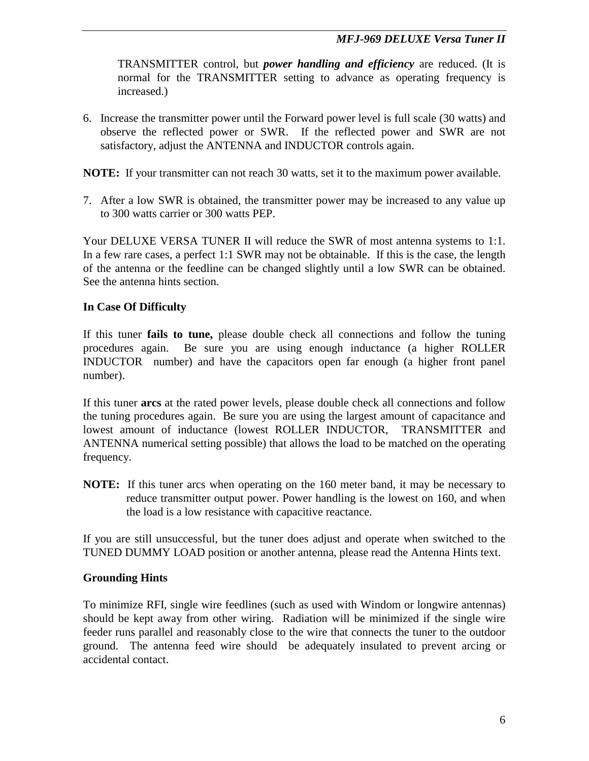TRANSMITTER control, but ***power handling and efficiency*** are reduced. (It is normal for the TRANSMITTER setting to advance as operating frequency is increased.)

6. Increase the transmitter power until the Forward power level is full scale (30 watts) and observe the reflected power or SWR. If the reflected power and SWR are not satisfactory, adjust the ANTENNA and INDUCTOR controls again.

**NOTE:** If your transmitter can not reach 30 watts, set it to the maximum power available.

7. After a low SWR is obtained, the transmitter power may be increased to any value up to 300 watts carrier or 300 watts PEP.

Your DELUXE VERSA TUNER II will reduce the SWR of most antenna systems to 1:1. In a few rare cases, a perfect 1:1 SWR may not be obtainable. If this is the case, the length of the antenna or the feedline can be changed slightly until a low SWR can be obtained. See the antenna hints section.

**In Case Of Difficulty**

If this tuner **fails to tune,** please double check all connections and follow the tuning procedures again. Be sure you are using enough inductance (a higher ROLLER INDUCTOR number) and have the capacitors open far enough (a higher front panel number).

If this tuner **arcs** at the rated power levels, please double check all connections and follow the tuning procedures again. Be sure you are using the largest amount of capacitance and lowest amount of inductance (lowest ROLLER INDUCTOR, TRANSMITTER and ANTENNA numerical setting possible) that allows the load to be matched on the operating frequency.

**NOTE:** If this tuner arcs when operating on the 160 meter band, it may be necessary to reduce transmitter output power. Power handling is the lowest on 160, and when the load is a low resistance with capacitive reactance.

If you are still unsuccessful, but the tuner does adjust and operate when switched to the TUNED DUMMY LOAD position or another antenna, please read the Antenna Hints text.

**Grounding Hints**

To minimize RFI, single wire feedlines (such as used with Windom or longwire antennas) should be kept away from other wiring. Radiation will be minimized if the single wire feeder runs parallel and reasonably close to the wire that connects the tuner to the outdoor ground. The antenna feed wire should be adequately insulated to prevent arcing or accidental contact.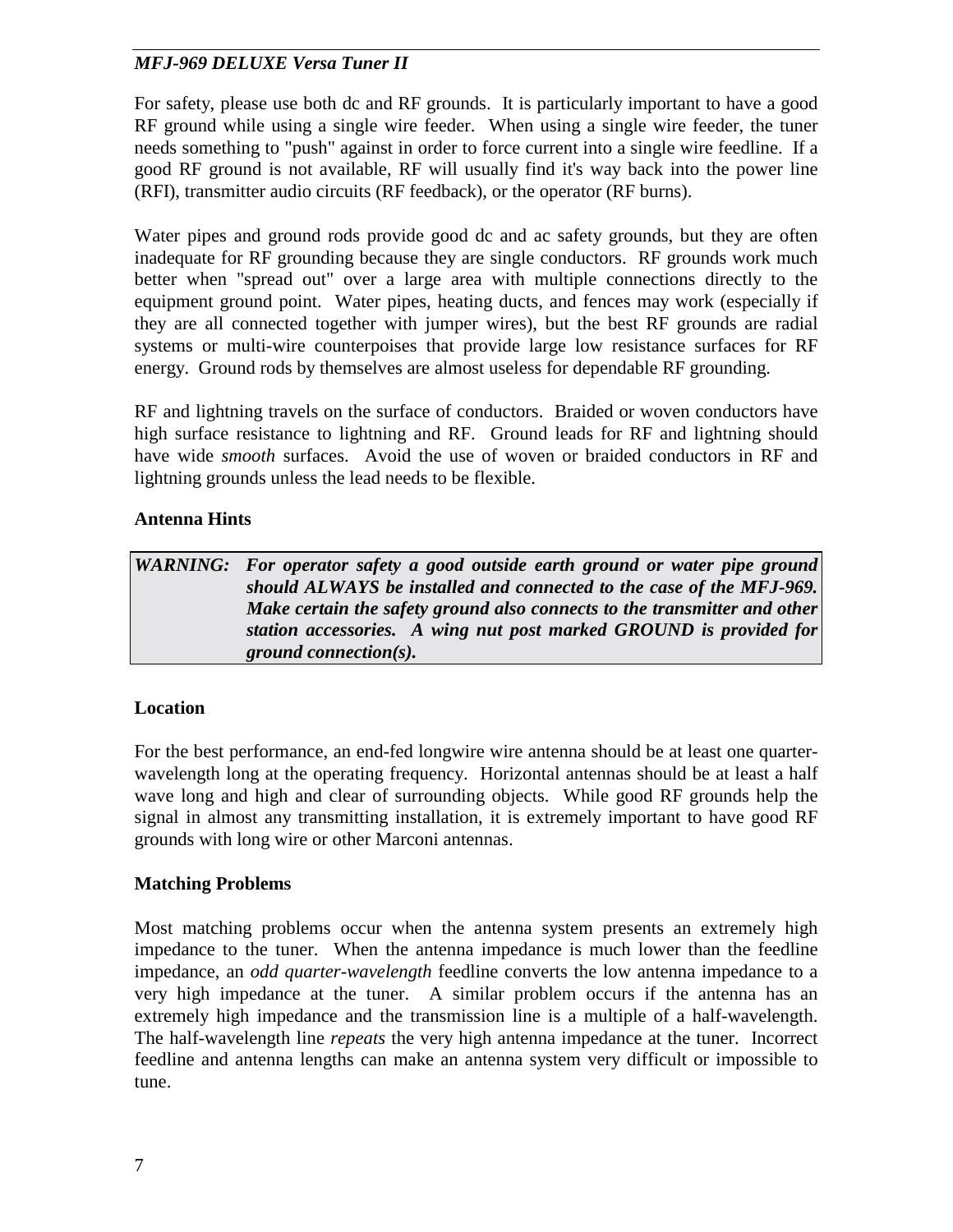For safety, please use both dc and RF grounds. It is particularly important to have a good RF ground while using a single wire feeder. When using a single wire feeder, the tuner needs something to "push" against in order to force current into a single wire feedline. If a good RF ground is not available, RF will usually find it's way back into the power line (RFI), transmitter audio circuits (RF feedback), or the operator (RF burns).

Water pipes and ground rods provide good dc and ac safety grounds, but they are often inadequate for RF grounding because they are single conductors. RF grounds work much better when "spread out" over a large area with multiple connections directly to the equipment ground point. Water pipes, heating ducts, and fences may work (especially if they are all connected together with jumper wires), but the best RF grounds are radial systems or multi-wire counterpoises that provide large low resistance surfaces for RF energy. Ground rods by themselves are almost useless for dependable RF grounding.

RF and lightning travels on the surface of conductors. Braided or woven conductors have high surface resistance to lightning and RF. Ground leads for RF and lightning should have wide *smooth* surfaces. Avoid the use of woven or braided conductors in RF and lightning grounds unless the lead needs to be flexible.

### Antenna Hints

> ***WARNING:*** ***For operator safety a good outside earth ground or water pipe ground should ALWAYS be installed and connected to the case of the MFJ-969. Make certain the safety ground also connects to the transmitter and other station accessories. A wing nut post marked GROUND is provided for ground connection(s).***

### Location

For the best performance, an end-fed longwire wire antenna should be at least one quarter-wavelength long at the operating frequency. Horizontal antennas should be at least a half wave long and high and clear of surrounding objects. While good RF grounds help the signal in almost any transmitting installation, it is extremely important to have good RF grounds with long wire or other Marconi antennas.

### Matching Problems

Most matching problems occur when the antenna system presents an extremely high impedance to the tuner. When the antenna impedance is much lower than the feedline impedance, an *odd quarter-wavelength* feedline converts the low antenna impedance to a very high impedance at the tuner. A similar problem occurs if the antenna has an extremely high impedance and the transmission line is a multiple of a half-wavelength. The half-wavelength line *repeats* the very high antenna impedance at the tuner. Incorrect feedline and antenna lengths can make an antenna system very difficult or impossible to tune.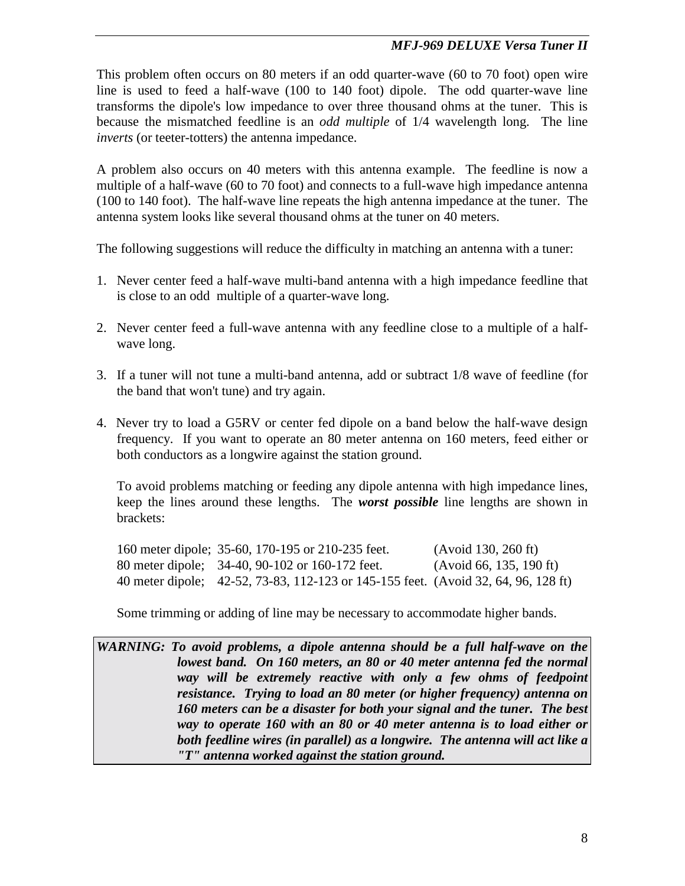This problem often occurs on 80 meters if an odd quarter-wave (60 to 70 foot) open wire line is used to feed a half-wave (100 to 140 foot) dipole. The odd quarter-wave line transforms the dipole's low impedance to over three thousand ohms at the tuner. This is because the mismatched feedline is an *odd multiple* of 1/4 wavelength long. The line *inverts* (or teeter-totters) the antenna impedance.

A problem also occurs on 40 meters with this antenna example. The feedline is now a multiple of a half-wave (60 to 70 foot) and connects to a full-wave high impedance antenna (100 to 140 foot). The half-wave line repeats the high antenna impedance at the tuner. The antenna system looks like several thousand ohms at the tuner on 40 meters.

The following suggestions will reduce the difficulty in matching an antenna with a tuner:

1. Never center feed a half-wave multi-band antenna with a high impedance feedline that is close to an odd multiple of a quarter-wave long.

2. Never center feed a full-wave antenna with any feedline close to a multiple of a half-wave long.

3. If a tuner will not tune a multi-band antenna, add or subtract 1/8 wave of feedline (for the band that won't tune) and try again.

4. Never try to load a G5RV or center fed dipole on a band below the half-wave design frequency. If you want to operate an 80 meter antenna on 160 meters, feed either or both conductors as a longwire against the station ground.

   To avoid problems matching or feeding any dipole antenna with high impedance lines, keep the lines around these lengths. The ***worst possible*** line lengths are shown in brackets:

   | | | |
   |---|---|---|
   | 160 meter dipole; | 35-60, 170-195 or 210-235 feet. | (Avoid 130, 260 ft) |
   | 80 meter dipole; | 34-40, 90-102 or 160-172 feet. | (Avoid 66, 135, 190 ft) |
   | 40 meter dipole; | 42-52, 73-83, 112-123 or 145-155 feet. | (Avoid 32, 64, 96, 128 ft) |

   Some trimming or adding of line may be necessary to accommodate higher bands.

***WARNING: To avoid problems, a dipole antenna should be a full half-wave on the lowest band. On 160 meters, an 80 or 40 meter antenna fed the normal way will be extremely reactive with only a few ohms of feedpoint resistance. Trying to load an 80 meter (or higher frequency) antenna on 160 meters can be a disaster for both your signal and the tuner. The best way to operate 160 with an 80 or 40 meter antenna is to load either or both feedline wires (in parallel) as a longwire. The antenna will act like a "T" antenna worked against the station ground.***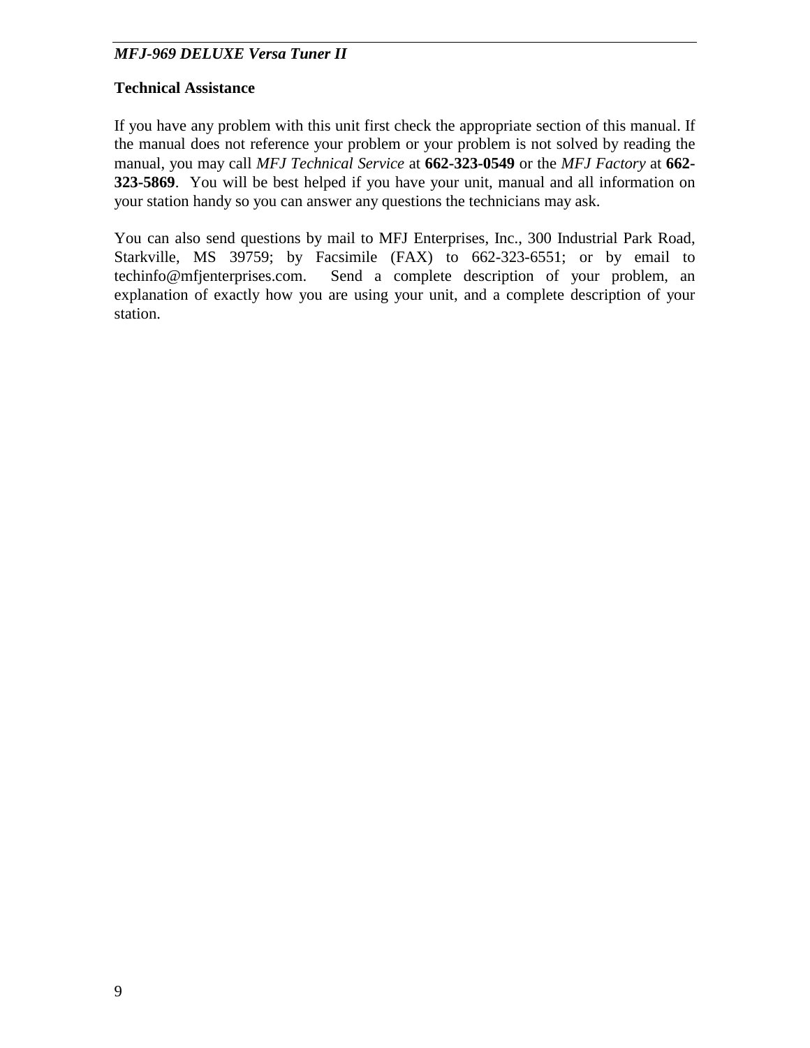## Technical Assistance

If you have any problem with this unit first check the appropriate section of this manual. If the manual does not reference your problem or your problem is not solved by reading the manual, you may call *MFJ Technical Service* at **662-323-0549** or the *MFJ Factory* at **662-323-5869**. You will be best helped if you have your unit, manual and all information on your station handy so you can answer any questions the technicians may ask.

You can also send questions by mail to MFJ Enterprises, Inc., 300 Industrial Park Road, Starkville, MS 39759; by Facsimile (FAX) to 662-323-6551; or by email to techinfo@mfjenterprises.com. Send a complete description of your problem, an explanation of exactly how you are using your unit, and a complete description of your station.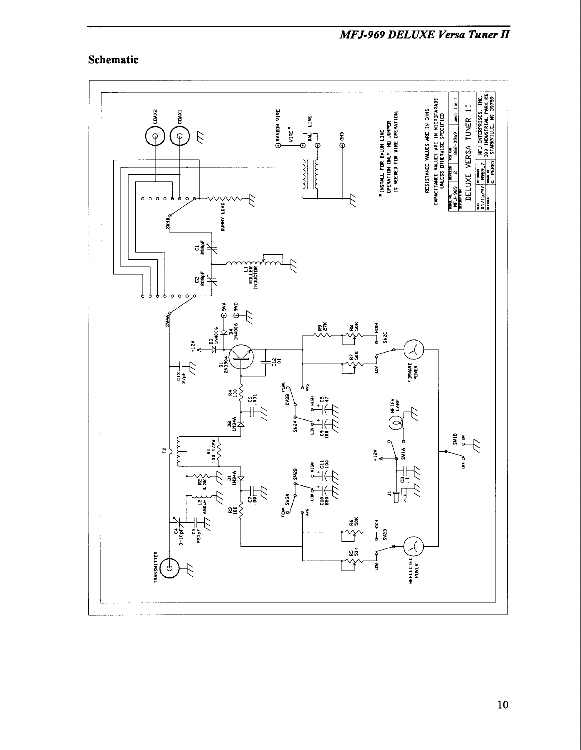## Schematic

TRANSMITTER

C4
3-10pF

C5
220pF

L2
680uH

R2
3.3K

T2

R1
100 1/2W

D1
1N34A

D2
1N34A

R3
100

C7
.001

R4
100

C6
.001

Q1
2N3904

C12
.01

C13
27pF

+12V

D3
1N4006

D4
1N4006

9VA

9VD

SW4A

SW4B

C1
208pF

C2
208pF

L1
ROLLER
INDUCTOR

DUMMY LOAD

COAX1

COAX2

RANDOM WIRE

WIRE*

BAL LINE

GND

* INSTALL FOR BALUN LINE
OPERATION ONLY. NO JUMPER
IS NEEDED FOR WIRE OPERATION.

RESISTANCE VALUES ARE IN OHMS
CAPACITANCE VALUES ARE IN MICROFARADS
UNLESS OTHERWISE SPECIFIED

SW3B PEAK AVG

SW2A LOW HIGH

C8
47

C9
100

R9
27K

R8
50K

R7
50K

SW2C HIGH LOW

FORWARD
POWER

METER
LAMP

SW1A

+12V

C3
.1

J1

SW1B OFF ON

SW3A PEAK AVG

SW2B LOW HIGH

C10
220

C11
100

R6
50K

R5
50K

SW2D HIGH LOW

REFLECTED
POWER

| MODEL NO. | REVISION | PCB P/N | SHEET |
|---|---|---|---|
| MFJ-969 | 2 | 862-0969 | 1 OF 1 |

DESCRIPTION: DELUXE VERSA TUNER II

| DATE | PC NUMBER | |
|---|---|---|
| 01/15/97 | M969_7 | MFJ ENTERPRISES, INC. 300 INDUSTRIAL PARK RD STARKVILLE, MS 39759 |
| REVISED | DRAWN BY C. PERRY | |